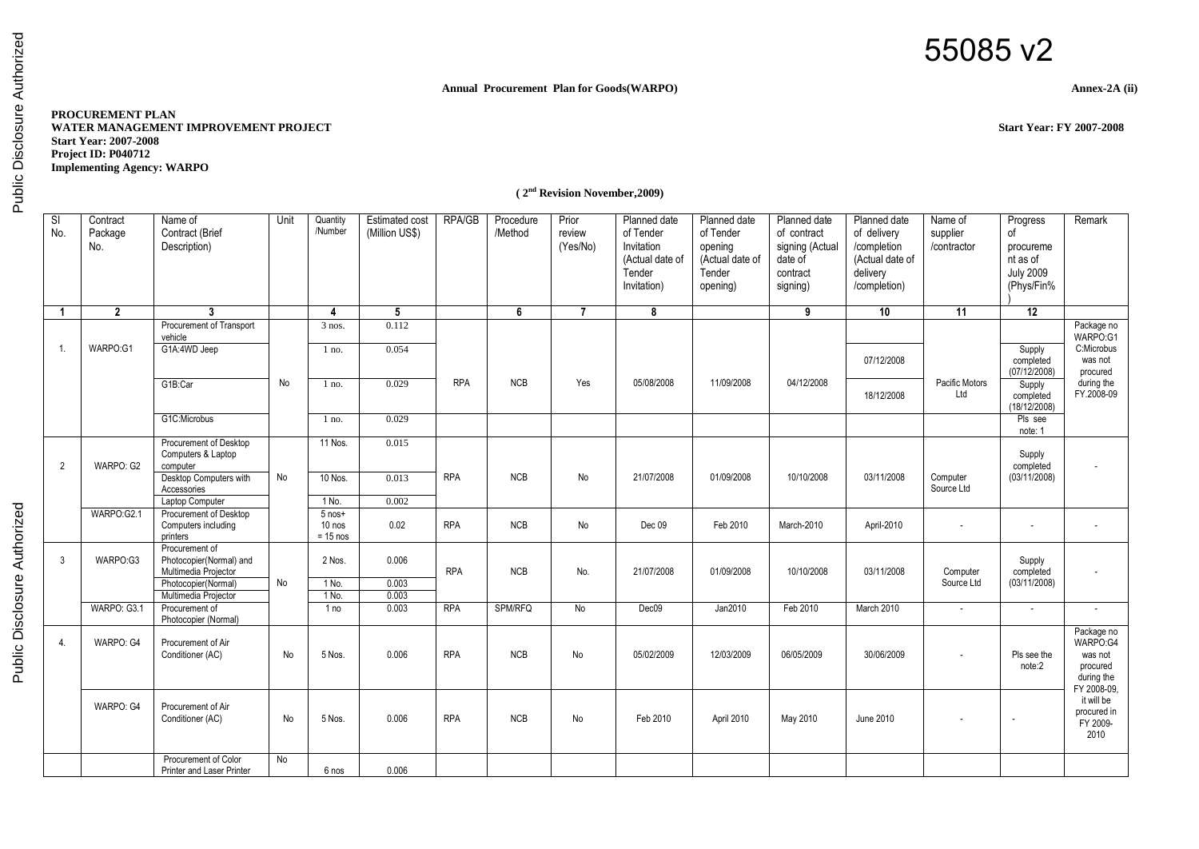55085 v2

**Annual Procurement Plan for Goods(WARPO)**

**Annex-2A (ii)**

**PROCUREMENT PLAN**
**WATER MANAGEMENT IMPROVEMENT PROJECT**
**Start Year: 2007-2008**
**Project ID: P040712**
**Implementing Agency: WARPO**

**Start Year: FY 2007-2008**

**( 2nd Revision November,2009)**

| Sl No. | Contract Package No. | Name of Contract (Brief Description) | Unit | Quantity /Number | Estimated cost (Million US$) | RPA/GB | Procedure /Method | Prior review (Yes/No) | Planned date of Tender Invitation (Actual date of Tender Invitation) | Planned date of Tender opening (Actual date of Tender opening) | Planned date of contract signing (Actual date of contract signing) | Planned date of delivery /completion (Actual date of delivery /completion) | Name of supplier /contractor | Progress of procurement as of July 2009 (Phys/Fin%) | Remark |
|---|---|---|---|---|---|---|---|---|---|---|---|---|---|---|---|
| 1 | 2 | 3 | | 4 | 5 | | 6 | 7 | 8 | | 9 | 10 | 11 | 12 | |
| 1. | WARPO:G1 | Procurement of Transport vehicle | No | 3 nos. | 0.112 | RPA | NCB | Yes | 05/08/2008 | 11/09/2008 | 04/12/2008 | | Pacific Motors Ltd | | Package no WARPO:G1 C:Microbus was not procured during the FY.2008-09 |
| | | G1A:4WD Jeep | | 1 no. | 0.054 | | | | | | | 07/12/2008 | | Supply completed (07/12/2008) | |
| | | G1B:Car | | 1 no. | 0.029 | | | | | | | 18/12/2008 | | Supply completed (18/12/2008) | |
| | | G1C:Microbus | | 1 no. | 0.029 | | | | | | | | | Pls see note: 1 | |
| 2 | WARPO: G2 | Procurement of Desktop Computers & Laptop computer | No | 11 Nos. | 0.015 | RPA | NCB | No | 21/07/2008 | 01/09/2008 | 10/10/2008 | 03/11/2008 | Computer Source Ltd | Supply completed (03/11/2008) | - |
| | | Desktop Computers with Accessories | | 10 Nos. | 0.013 | | | | | | | | | | |
| | | Laptop Computer | | 1 No. | 0.002 | | | | | | | | | | |
| | WARPO:G2.1 | Procurement of Desktop Computers including printers | | 5 nos+ 10 nos = 15 nos | 0.02 | RPA | NCB | No | Dec 09 | Feb 2010 | March-2010 | April-2010 | - | - | - |
| 3 | WARPO:G3 | Procurement of Photocopier(Normal) and Multimedia Projector | No | 2 Nos. | 0.006 | RPA | NCB | No. | 21/07/2008 | 01/09/2008 | 10/10/2008 | 03/11/2008 | Computer Source Ltd | Supply completed (03/11/2008) | - |
| | | Photocopier(Normal) | | 1 No. | 0.003 | | | | | | | | | | |
| | | Multimedia Projector | | 1 No. | 0.003 | | | | | | | | | | |
| | WARPO: G3.1 | Procurement of Photocopier (Normal) | | 1 no | 0.003 | RPA | SPM/RFQ | No | Dec09 | Jan2010 | Feb 2010 | March 2010 | - | - | - |
| 4. | WARPO: G4 | Procurement of Air Conditioner (AC) | No | 5 Nos. | 0.006 | RPA | NCB | No | 05/02/2009 | 12/03/2009 | 06/05/2009 | 30/06/2009 | - | Pls see the note:2 | Package no WARPO:G4 was not procured during the FY 2008-09, it will be procured in FY 2009-2010 |
| | WARPO: G4 | Procurement of Air Conditioner (AC) | No | 5 Nos. | 0.006 | RPA | NCB | No | Feb 2010 | April 2010 | May 2010 | June 2010 | - | - | |
| | | Procurement of Color Printer and Laser Printer | No | 6 nos | 0.006 | | | | | | | | | | |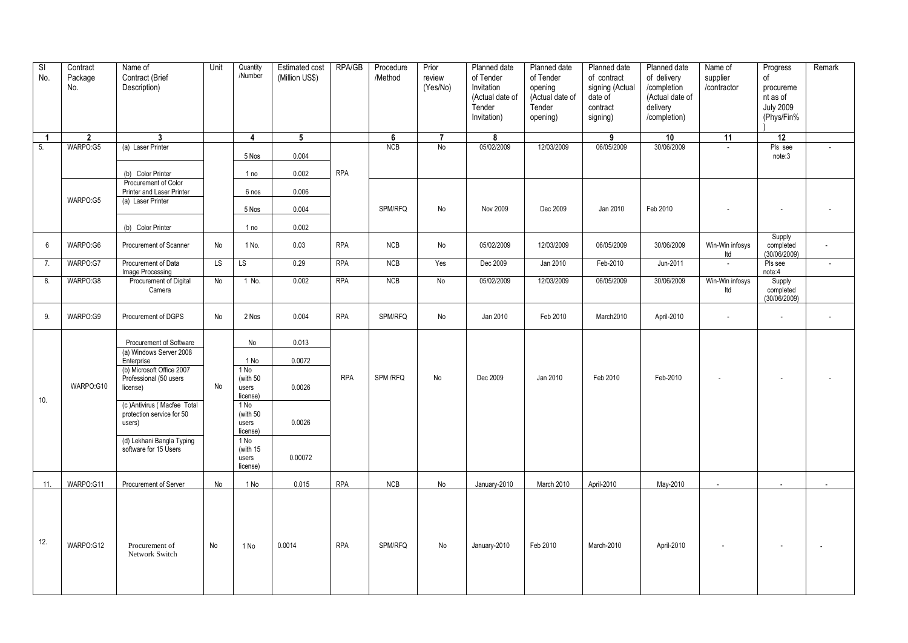| Sl No. | Contract Package No. | Name of Contract (Brief Description) | Unit | Quantity /Number | Estimated cost (Million US$) | RPA/GB | Procedure /Method | Prior review (Yes/No) | Planned date of Tender Invitation (Actual date of Tender Invitation) | Planned date of Tender opening (Actual date of Tender opening) | Planned date of contract signing (Actual date of contract signing) | Planned date of delivery /completion (Actual date of delivery /completion) | Name of supplier /contractor | Progress of procurement as of July 2009 (Phys/Fin%) | Remark |
|---|---|---|---|---|---|---|---|---|---|---|---|---|---|---|---|
| 1 | 2 | 3 | | 4 | 5 | | 6 | 7 | 8 | | 9 | 10 | 11 | 12 | |
| 5. | WARPO:G5 | (a) Laser Printer | | 5 Nos | 0.004 | RPA | NCB | No | 05/02/2009 | 12/03/2009 | 06/05/2009 | 30/06/2009 | - | Pls see note:3 | - |
| | | (b) Color Printer | | 1 no | 0.002 | | | | | | | | | | |
| | WARPO:G5 | Procurement of Color Printer and Laser Printer | | 6 nos | 0.006 | | SPM/RFQ | No | Nov 2009 | Dec 2009 | Jan 2010 | Feb 2010 | - | - | - |
| | | (a) Laser Printer | | 5 Nos | 0.004 | | | | | | | | | | |
| | | (b) Color Printer | | 1 no | 0.002 | | | | | | | | | | |
| 6 | WARPO:G6 | Procurement of Scanner | No | 1 No. | 0.03 | RPA | NCB | No | 05/02/2009 | 12/03/2009 | 06/05/2009 | 30/06/2009 | Win-Win infosys ltd | Supply completed (30/06/2009) | - |
| 7. | WARPO:G7 | Procurement of Data Image Processing | LS | LS | 0.29 | RPA | NCB | Yes | Dec 2009 | Jan 2010 | Feb-2010 | Jun-2011 | - | Pls see note:4 | - |
| 8. | WARPO:G8 | Procurement of Digital Camera | No | 1 No. | 0.002 | RPA | NCB | No | 05/02/2009 | 12/03/2009 | 06/05/2009 | 30/06/2009 | Win-Win infosys ltd | Supply completed (30/06/2009) | |
| 9. | WARPO:G9 | Procurement of DGPS | No | 2 Nos | 0.004 | RPA | SPM/RFQ | No | Jan 2010 | Feb 2010 | March2010 | April-2010 | - | - | - |
| 10. | WARPO:G10 | Procurement of Software | No | No | 0.013 | RPA | SPM /RFQ | No | Dec 2009 | Jan 2010 | Feb 2010 | Feb-2010 | - | - | - |
| | | (a) Windows Server 2008 Enterprise | | 1 No | 0.0072 | | | | | | | | | | |
| | | (b) Microsoft Office 2007 Professional (50 users license) | | 1 No (with 50 users license) | 0.0026 | | | | | | | | | | |
| | | (c )Antivirus ( Macfee Total protection service for 50 users) | | 1 No (with 50 users license) | 0.0026 | | | | | | | | | | |
| | | (d) Lekhani Bangla Typing software for 15 Users | | 1 No (with 15 users license) | 0.00072 | | | | | | | | | | |
| 11. | WARPO:G11 | Procurement of Server | No | 1 No | 0.015 | RPA | NCB | No | January-2010 | March 2010 | April-2010 | May-2010 | - | - | - |
| 12. | WARPO:G12 | Procurement of Network Switch | No | 1 No | 0.0014 | RPA | SPM/RFQ | No | January-2010 | Feb 2010 | March-2010 | April-2010 | - | - | - |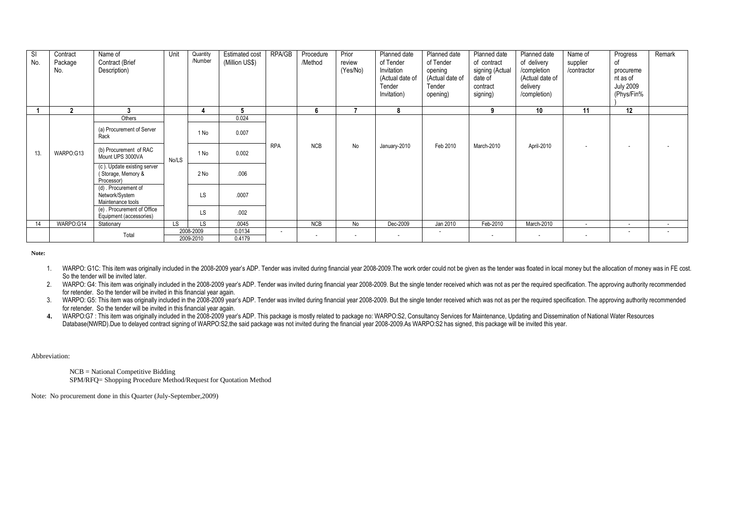| Sl No. | Contract Package No. | Name of Contract (Brief Description) | Unit | Quantity /Number | Estimated cost (Million US$) | RPA/GB | Procedure /Method | Prior review (Yes/No) | Planned date of Tender Invitation (Actual date of Tender Invitation) | Planned date of Tender opening (Actual date of Tender opening) | Planned date of contract signing (Actual date of contract signing) | Planned date of delivery /completion (Actual date of delivery /completion) | Name of supplier /contractor | Progress of procurement as of July 2009 (Phys/Fin%) | Remark |
|---|---|---|---|---|---|---|---|---|---|---|---|---|---|---|---|
| 1 | 2 | 3 | | 4 | 5 | | 6 | 7 | 8 | | 9 | 10 | 11 | 12 | |
| 13. | WARPO:G13 | Others | No/LS | | 0.024 | RPA | NCB | No | January-2010 | Feb 2010 | March-2010 | April-2010 | - | - | - |
| | | (a) Procurement of Server Rack | | 1 No | 0.007 | | | | | | | | | | |
| | | (b) Procurement of RAC Mount UPS 3000VA | | 1 No | 0.002 | | | | | | | | | | |
| | | (c ). Update existing server ( Storage, Memory & Processor) | | 2 No | .006 | | | | | | | | | | |
| | | (d) . Procurement of Network/System Maintenance tools | | LS | .0007 | | | | | | | | | | |
| | | (e) . Procurement of Office Equipment (accessories) | | LS | .002 | | | | | | | | | | |
| 14 | WARPO:G14 | Stationary | LS | LS | .0045 | | NCB | No | Dec-2009 | Jan 2010 | Feb-2010 | March-2010 | - | - | - |
| | | Total | | 2008-2009 | 0.0134 | - | - | - | - | - | - | - | - | - | - |
| | | | | 2009-2010 | 0.4179 | | | | | | | | | | |

**Note:**

1. WARPO: G1C: This item was originally included in the 2008-2009 year's ADP. Tender was invited during financial year 2008-2009.The work order could not be given as the tender was floated in local money but the allocation of money was in FE cost. So the tender will be invited later.
2. WARPO: G4: This item was originally included in the 2008-2009 year's ADP. Tender was invited during financial year 2008-2009. But the single tender received which was not as per the required specification. The approving authority recommended for retender. So the tender will be invited in this financial year again.
3. WARPO: G5: This item was originally included in the 2008-2009 year's ADP. Tender was invited during financial year 2008-2009. But the single tender received which was not as per the required specification. The approving authority recommended for retender. So the tender will be invited in this financial year again.
4. WARPO:G7 : This item was originally included in the 2008-2009 year's ADP. This package is mostly related to package no: WARPO:S2, Consultancy Services for Maintenance, Updating and Dissemination of National Water Resources Database(NWRD).Due to delayed contract signing of WARPO:S2,the said package was not invited during the financial year 2008-2009.As WARPO:S2 has signed, this package will be invited this year.

Abbreviation:

NCB = National Competitive Bidding
SPM/RFQ= Shopping Procedure Method/Request for Quotation Method

Note: No procurement done in this Quarter (July-September,2009)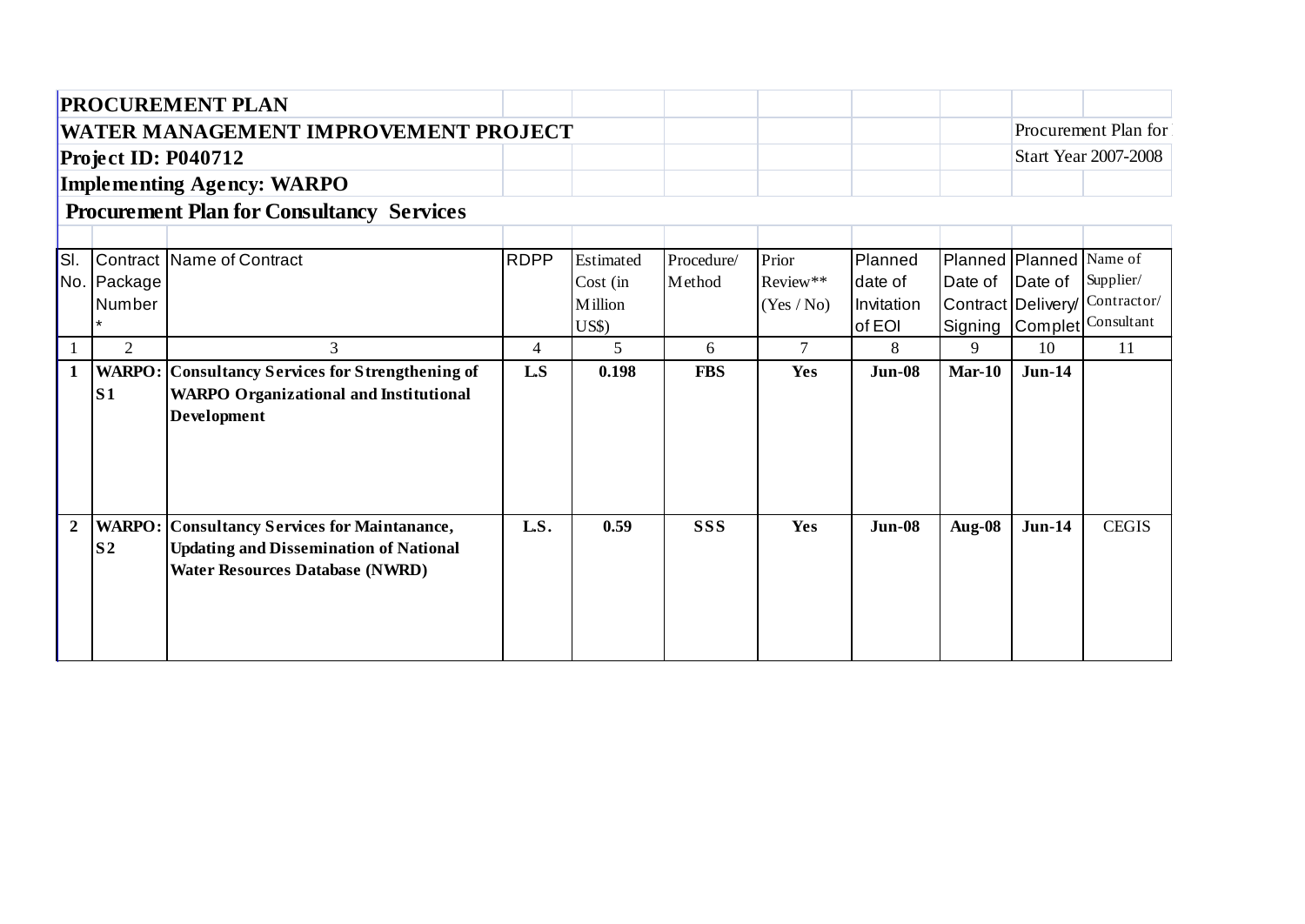**PROCUREMENT PLAN**

**WATER MANAGEMENT IMPROVEMENT PROJECT**

**Project ID: P040712**

**Implementing Agency: WARPO**

Procurement Plan for

Start Year 2007-2008

## Procurement Plan for Consultancy Services

| Sl. No. | Contract Package Number * | Name of Contract | RDPP | Estimated Cost (in Million US$) | Procedure/ Method | Prior Review** (Yes / No) | Planned date of Invitation of EOI | Planned Date of Contract Signing | Planned Date of Delivery/ Complet | Name of Supplier/ Contractor/ Consultant |
|---|---|---|---|---|---|---|---|---|---|---|
| 1 | 2 | 3 | 4 | 5 | 6 | 7 | 8 | 9 | 10 | 11 |
| **1** | **WARPO: S1** | **Consultancy Services for Strengthening of WARPO Organizational and Institutional Development** | **L.S** | **0.198** | **FBS** | **Yes** | **Jun-08** | **Mar-10** | **Jun-14** | |
| **2** | **WARPO: S2** | **Consultancy Services for Maintanance, Updating and Dissemination of National Water Resources Database (NWRD)** | **L.S.** | **0.59** | **SSS** | **Yes** | **Jun-08** | **Aug-08** | **Jun-14** | CEGIS |